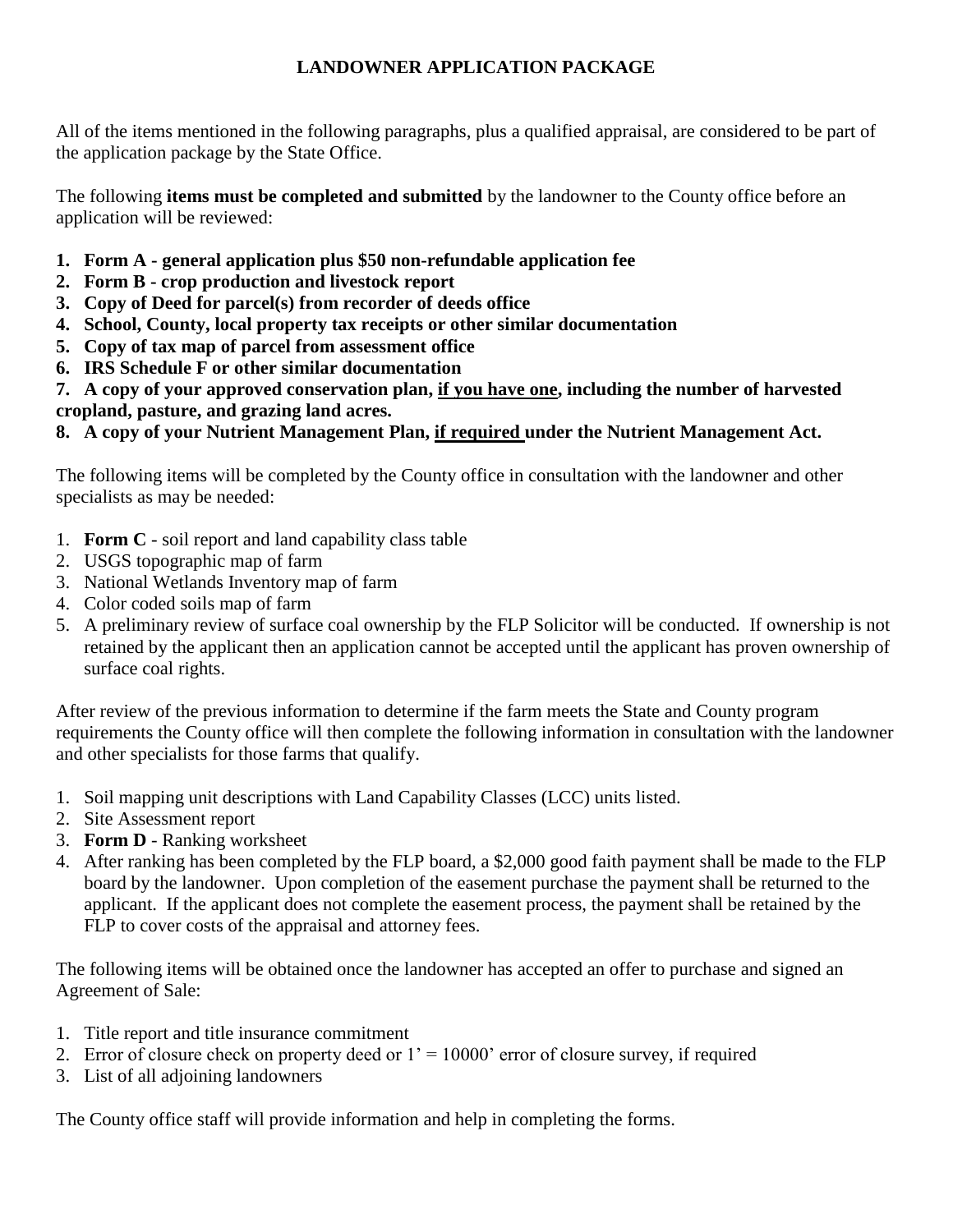# LANDOWNER APPLICATION PACKAGE

All of the items mentioned in the following paragraphs, plus a qualified appraisal, are considered to be part of the application package by the State Office.

The following **items must be completed and submitted** by the landowner to the County office before an application will be reviewed:

1. **Form A - general application plus $50 non-refundable application fee**
2. **Form B - crop production and livestock report**
3. **Copy of Deed for parcel(s) from recorder of deeds office**
4. **School, County, local property tax receipts or other similar documentation**
5. **Copy of tax map of parcel from assessment office**
6. **IRS Schedule F or other similar documentation**
7. **A copy of your approved conservation plan, <u>if you have one</u>, including the number of harvested cropland, pasture, and grazing land acres.**
8. **A copy of your Nutrient Management Plan, <u>if required</u> under the Nutrient Management Act.**

The following items will be completed by the County office in consultation with the landowner and other specialists as may be needed:

1. **Form C** - soil report and land capability class table
2. USGS topographic map of farm
3. National Wetlands Inventory map of farm
4. Color coded soils map of farm
5. A preliminary review of surface coal ownership by the FLP Solicitor will be conducted. If ownership is not retained by the applicant then an application cannot be accepted until the applicant has proven ownership of surface coal rights.

After review of the previous information to determine if the farm meets the State and County program requirements the County office will then complete the following information in consultation with the landowner and other specialists for those farms that qualify.

1. Soil mapping unit descriptions with Land Capability Classes (LCC) units listed.
2. Site Assessment report
3. **Form D** - Ranking worksheet
4. After ranking has been completed by the FLP board, a $2,000 good faith payment shall be made to the FLP board by the landowner. Upon completion of the easement purchase the payment shall be returned to the applicant. If the applicant does not complete the easement process, the payment shall be retained by the FLP to cover costs of the appraisal and attorney fees.

The following items will be obtained once the landowner has accepted an offer to purchase and signed an Agreement of Sale:

1. Title report and title insurance commitment
2. Error of closure check on property deed or 1' = 10000' error of closure survey, if required
3. List of all adjoining landowners

The County office staff will provide information and help in completing the forms.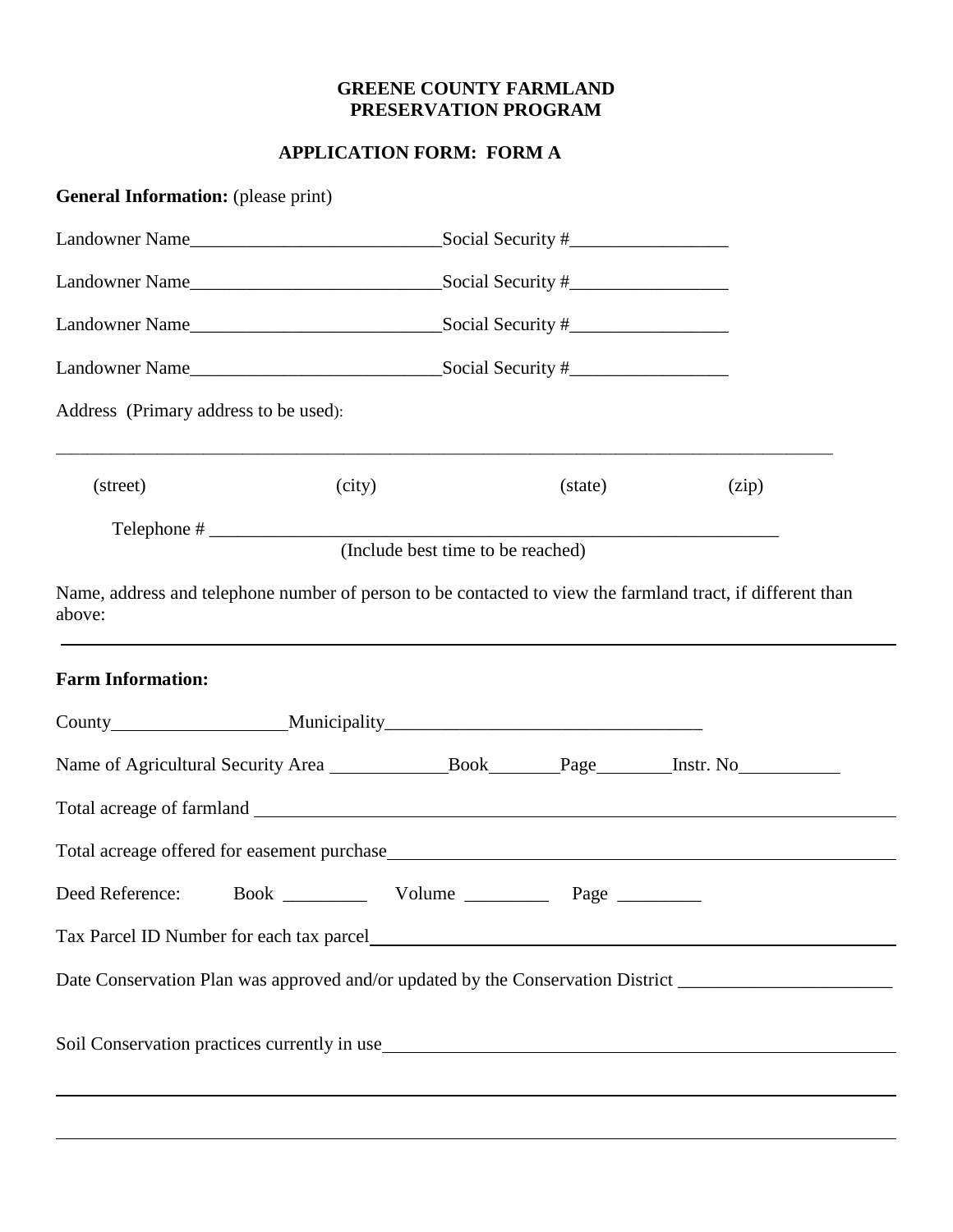**GREENE COUNTY FARMLAND PRESERVATION PROGRAM**

**APPLICATION FORM: FORM A**

**General Information:** (please print)

Landowner Name___________________________Social Security #_________________

Landowner Name___________________________Social Security #_________________

Landowner Name___________________________Social Security #_________________

Landowner Name___________________________Social Security #_________________

Address (Primary address to be used):

_____________________________________________________________________________________

(street) (city) (state) (zip)

Telephone # ______________________________________________________________
(Include best time to be reached)

Name, address and telephone number of person to be contacted to view the farmland tract, if different than above:

_____________________________________________________________________________________

**Farm Information:**

County___________________Municipality__________________________________

Name of Agricultural Security Area ____________Book_______Page________Instr. No__________

Total acreage of farmland ____________________________________________________________

Total acreage offered for easement purchase______________________________________________

Deed Reference: Book _________ Volume _________ Page _________

Tax Parcel ID Number for each tax parcel_________________________________________________

Date Conservation Plan was approved and/or updated by the Conservation District ______________________

Soil Conservation practices currently in use_______________________________________________

_____________________________________________________________________________________

_____________________________________________________________________________________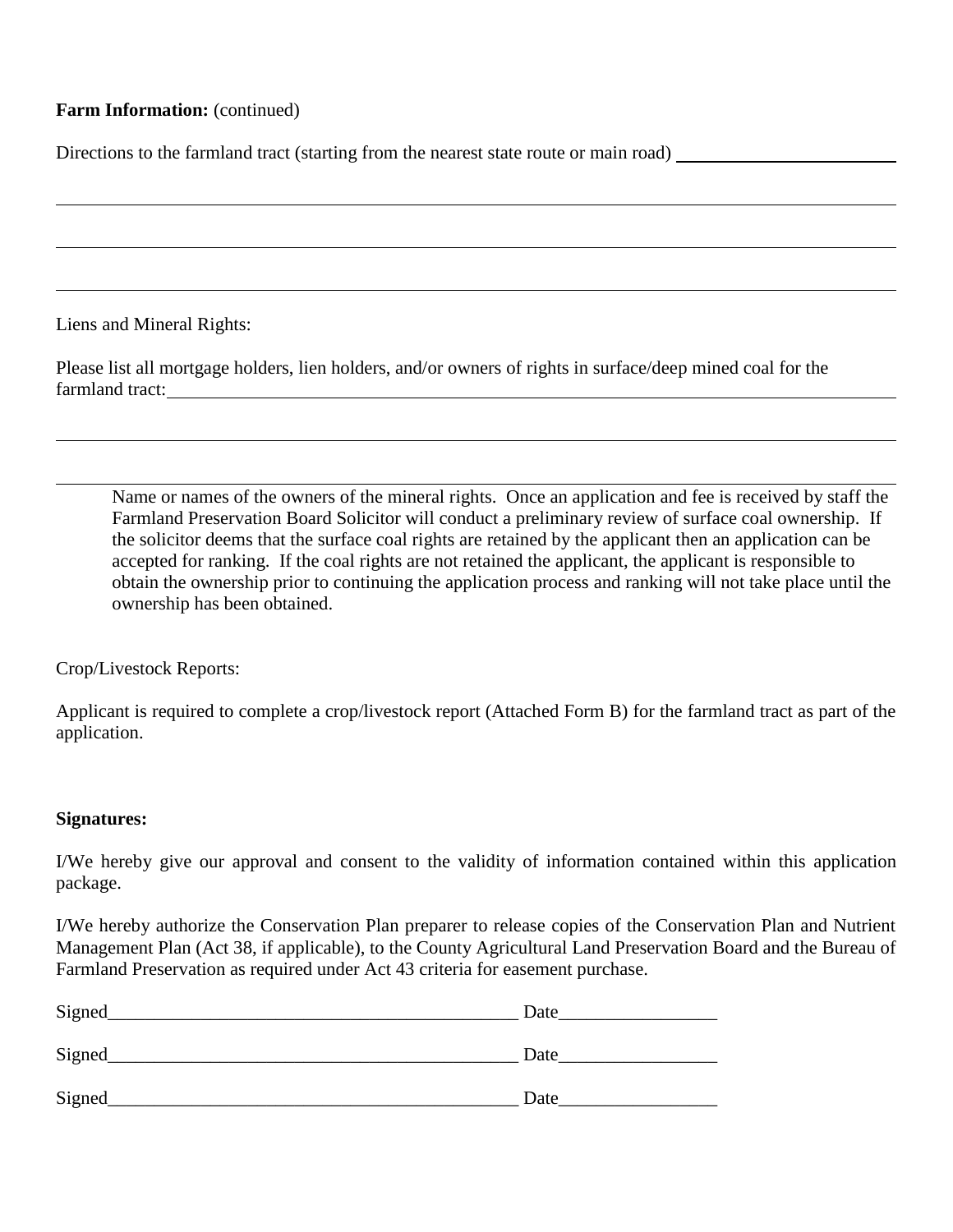**Farm Information:** (continued)

Directions to the farmland tract (starting from the nearest state route or main road) \_\_\_\_\_\_\_\_\_\_\_\_\_\_\_\_\_\_\_\_\_\_\_\_

\_\_\_\_\_\_\_\_\_\_\_\_\_\_\_\_\_\_\_\_\_\_\_\_\_\_\_\_\_\_\_\_\_\_\_\_\_\_\_\_\_\_\_\_\_\_\_\_\_\_\_\_\_\_\_\_\_\_\_\_\_\_\_\_\_\_\_\_\_\_\_\_\_\_\_\_\_\_\_\_\_\_\_\_\_\_\_\_\_\_

\_\_\_\_\_\_\_\_\_\_\_\_\_\_\_\_\_\_\_\_\_\_\_\_\_\_\_\_\_\_\_\_\_\_\_\_\_\_\_\_\_\_\_\_\_\_\_\_\_\_\_\_\_\_\_\_\_\_\_\_\_\_\_\_\_\_\_\_\_\_\_\_\_\_\_\_\_\_\_\_\_\_\_\_\_\_\_\_\_\_

\_\_\_\_\_\_\_\_\_\_\_\_\_\_\_\_\_\_\_\_\_\_\_\_\_\_\_\_\_\_\_\_\_\_\_\_\_\_\_\_\_\_\_\_\_\_\_\_\_\_\_\_\_\_\_\_\_\_\_\_\_\_\_\_\_\_\_\_\_\_\_\_\_\_\_\_\_\_\_\_\_\_\_\_\_\_\_\_\_\_

Liens and Mineral Rights:

Please list all mortgage holders, lien holders, and/or owners of rights in surface/deep mined coal for the farmland tract:\_\_\_\_\_\_\_\_\_\_\_\_\_\_\_\_\_\_\_\_\_\_\_\_\_\_\_\_\_\_\_\_\_\_\_\_\_\_\_\_\_\_\_\_\_\_\_\_\_\_\_\_\_\_\_\_\_\_\_\_\_\_\_\_\_\_\_\_\_\_\_

\_\_\_\_\_\_\_\_\_\_\_\_\_\_\_\_\_\_\_\_\_\_\_\_\_\_\_\_\_\_\_\_\_\_\_\_\_\_\_\_\_\_\_\_\_\_\_\_\_\_\_\_\_\_\_\_\_\_\_\_\_\_\_\_\_\_\_\_\_\_\_\_\_\_\_\_\_\_\_\_\_\_\_\_\_\_\_\_\_\_

\_\_\_\_\_\_\_\_\_\_\_\_\_\_\_\_\_\_\_\_\_\_\_\_\_\_\_\_\_\_\_\_\_\_\_\_\_\_\_\_\_\_\_\_\_\_\_\_\_\_\_\_\_\_\_\_\_\_\_\_\_\_\_\_\_\_\_\_\_\_\_\_\_\_\_\_\_\_\_\_\_\_\_\_\_\_\_\_\_\_

> Name or names of the owners of the mineral rights. Once an application and fee is received by staff the Farmland Preservation Board Solicitor will conduct a preliminary review of surface coal ownership. If the solicitor deems that the surface coal rights are retained by the applicant then an application can be accepted for ranking. If the coal rights are not retained the applicant, the applicant is responsible to obtain the ownership prior to continuing the application process and ranking will not take place until the ownership has been obtained.

Crop/Livestock Reports:

Applicant is required to complete a crop/livestock report (Attached Form B) for the farmland tract as part of the application.

**Signatures:**

I/We hereby give our approval and consent to the validity of information contained within this application package.

I/We hereby authorize the Conservation Plan preparer to release copies of the Conservation Plan and Nutrient Management Plan (Act 38, if applicable), to the County Agricultural Land Preservation Board and the Bureau of Farmland Preservation as required under Act 43 criteria for easement purchase.

Signed\_\_\_\_\_\_\_\_\_\_\_\_\_\_\_\_\_\_\_\_\_\_\_\_\_\_\_\_\_\_\_\_\_\_\_\_\_\_\_\_\_\_\_\_\_ Date\_\_\_\_\_\_\_\_\_\_\_\_\_\_\_\_\_

Signed\_\_\_\_\_\_\_\_\_\_\_\_\_\_\_\_\_\_\_\_\_\_\_\_\_\_\_\_\_\_\_\_\_\_\_\_\_\_\_\_\_\_\_\_\_ Date\_\_\_\_\_\_\_\_\_\_\_\_\_\_\_\_\_

Signed\_\_\_\_\_\_\_\_\_\_\_\_\_\_\_\_\_\_\_\_\_\_\_\_\_\_\_\_\_\_\_\_\_\_\_\_\_\_\_\_\_\_\_\_\_ Date\_\_\_\_\_\_\_\_\_\_\_\_\_\_\_\_\_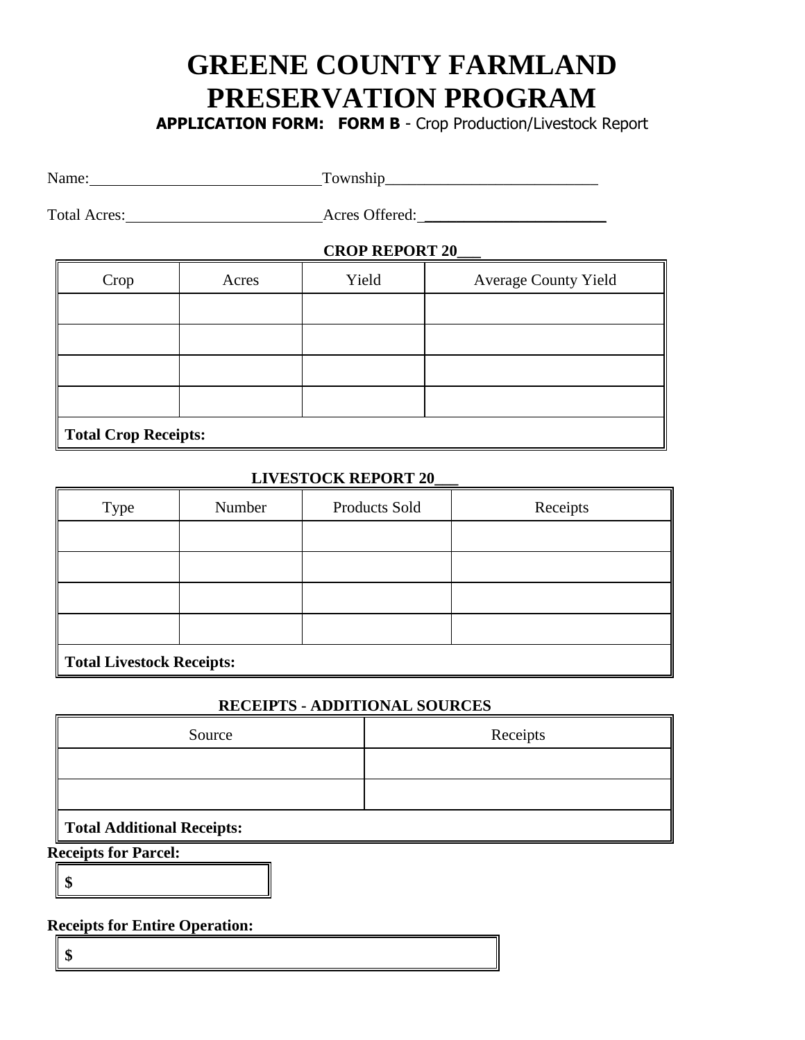# GREENE COUNTY FARMLAND PRESERVATION PROGRAM

**APPLICATION FORM: FORM B** - Crop Production/Livestock Report

Name:______________________________Township___________________________

Total Acres:_________________________Acres Offered: _______________________

**CROP REPORT 20___**

| Crop | Acres | Yield | Average County Yield |
|---|---|---|---|
| | | | |
| | | | |
| | | | |
| | | | |
| **Total Crop Receipts:** | | | |

**LIVESTOCK REPORT 20___**

| Type | Number | Products Sold | Receipts |
|---|---|---|---|
| | | | |
| | | | |
| | | | |
| | | | |
| **Total Livestock Receipts:** | | | |

**RECEIPTS - ADDITIONAL SOURCES**

| Source | Receipts |
|---|---|
| | |
| | |
| **Total Additional Receipts:** | |

**Receipts for Parcel:**

| **$** |
|---|

**Receipts for Entire Operation:**

| **$** |
|---|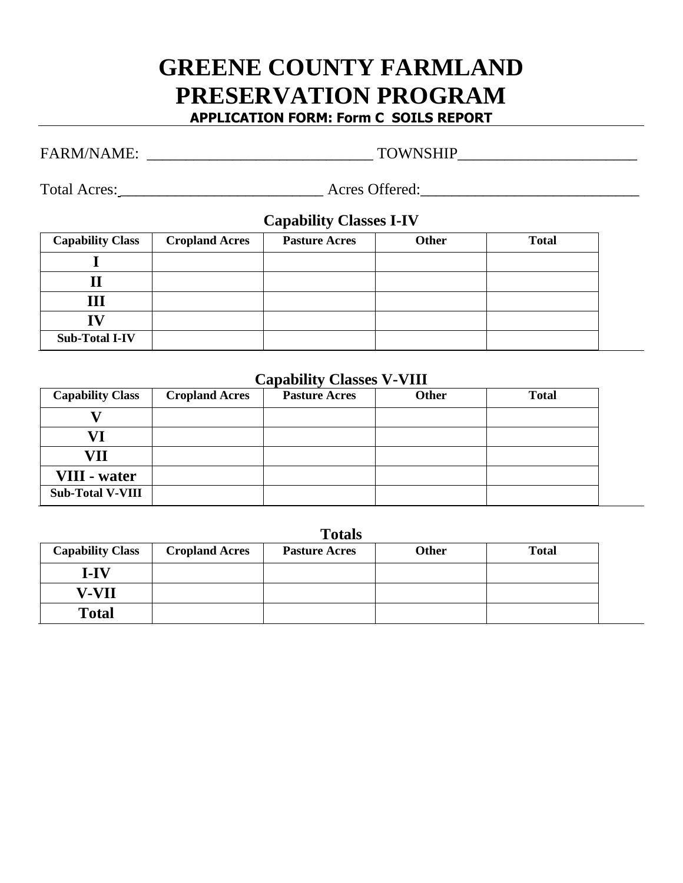# GREENE COUNTY FARMLAND PRESERVATION PROGRAM

**APPLICATION FORM: Form C SOILS REPORT**

FARM/NAME: ______________________________ TOWNSHIP________________________

Total Acres:___________________________ Acres Offered:_____________________________

### Capability Classes I-IV

| Capability Class | Cropland Acres | Pasture Acres | Other | Total |
|---|---|---|---|---|
| I | | | | |
| II | | | | |
| III | | | | |
| IV | | | | |
| Sub-Total I-IV | | | | |

### Capability Classes V-VIII

| Capability Class | Cropland Acres | Pasture Acres | Other | Total |
|---|---|---|---|---|
| V | | | | |
| VI | | | | |
| VII | | | | |
| VIII - water | | | | |
| Sub-Total V-VIII | | | | |

### Totals

| Capability Class | Cropland Acres | Pasture Acres | Other | Total |
|---|---|---|---|---|
| I-IV | | | | |
| V-VII | | | | |
| Total | | | | |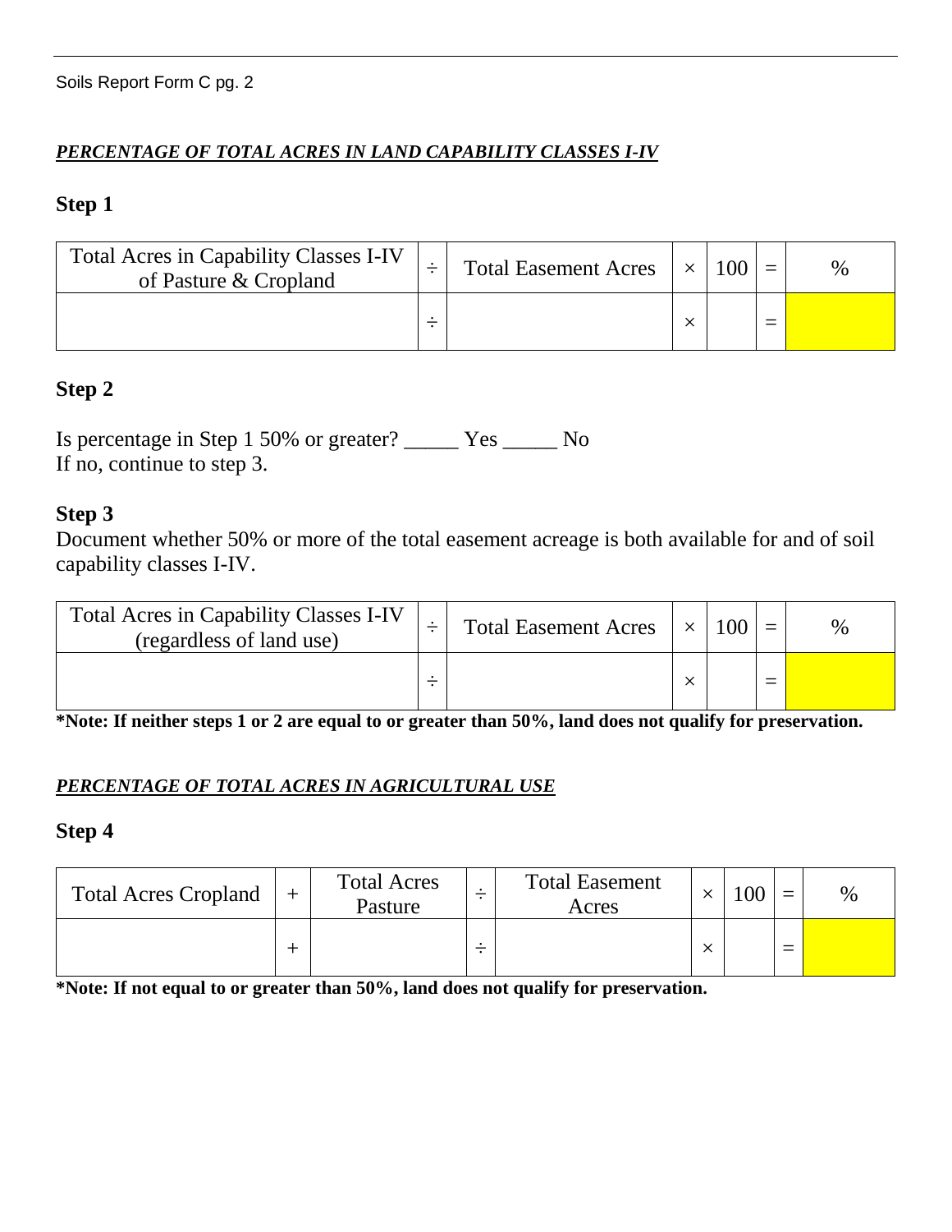Soils Report Form C pg. 2

***PERCENTAGE OF TOTAL ACRES IN LAND CAPABILITY CLASSES I-IV***

## Step 1

| Total Acres in Capability Classes I-IV of Pasture & Cropland | ÷ | Total Easement Acres | × | 100 | = | % |
|---|---|---|---|---|---|---|
| | ÷ | | × | | = | |

## Step 2

Is percentage in Step 1 50% or greater? _____ Yes _____ No
If no, continue to step 3.

## Step 3

Document whether 50% or more of the total easement acreage is both available for and of soil capability classes I-IV.

| Total Acres in Capability Classes I-IV (regardless of land use) | ÷ | Total Easement Acres | × | 100 | = | % |
|---|---|---|---|---|---|---|
| | ÷ | | × | | = | |

**\*Note: If neither steps 1 or 2 are equal to or greater than 50%, land does not qualify for preservation.**

***PERCENTAGE OF TOTAL ACRES IN AGRICULTURAL USE***

## Step 4

| Total Acres Cropland | + | Total Acres Pasture | ÷ | Total Easement Acres | × | 100 | = | % |
|---|---|---|---|---|---|---|---|---|
| | + | | ÷ | | × | | = | |

**\*Note: If not equal to or greater than 50%, land does not qualify for preservation.**